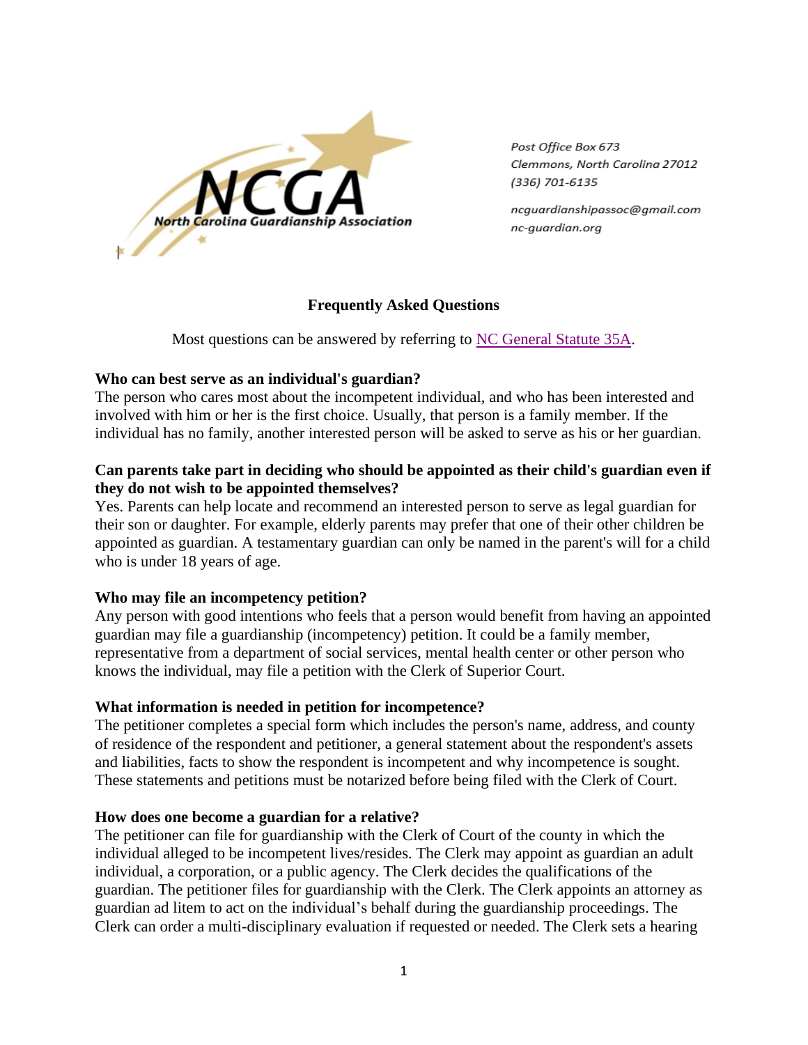North Carolina Guardianship Association

Post Office Box 673
Clemmons, North Carolina 27012
(336) 701-6135

ncguardianshipassoc@gmail.com
nc-guardian.org

## Frequently Asked Questions

Most questions can be answered by referring to [NC General Statute 35A](#).

**Who can best serve as an individual's guardian?**
The person who cares most about the incompetent individual, and who has been interested and involved with him or her is the first choice. Usually, that person is a family member. If the individual has no family, another interested person will be asked to serve as his or her guardian.

**Can parents take part in deciding who should be appointed as their child's guardian even if they do not wish to be appointed themselves?**
Yes. Parents can help locate and recommend an interested person to serve as legal guardian for their son or daughter. For example, elderly parents may prefer that one of their other children be appointed as guardian. A testamentary guardian can only be named in the parent's will for a child who is under 18 years of age.

**Who may file an incompetency petition?**
Any person with good intentions who feels that a person would benefit from having an appointed guardian may file a guardianship (incompetency) petition. It could be a family member, representative from a department of social services, mental health center or other person who knows the individual, may file a petition with the Clerk of Superior Court.

**What information is needed in petition for incompetence?**
The petitioner completes a special form which includes the person's name, address, and county of residence of the respondent and petitioner, a general statement about the respondent's assets and liabilities, facts to show the respondent is incompetent and why incompetence is sought. These statements and petitions must be notarized before being filed with the Clerk of Court.

**How does one become a guardian for a relative?**
The petitioner can file for guardianship with the Clerk of Court of the county in which the individual alleged to be incompetent lives/resides. The Clerk may appoint as guardian an adult individual, a corporation, or a public agency. The Clerk decides the qualifications of the guardian. The petitioner files for guardianship with the Clerk. The Clerk appoints an attorney as guardian ad litem to act on the individual's behalf during the guardianship proceedings. The Clerk can order a multi-disciplinary evaluation if requested or needed. The Clerk sets a hearing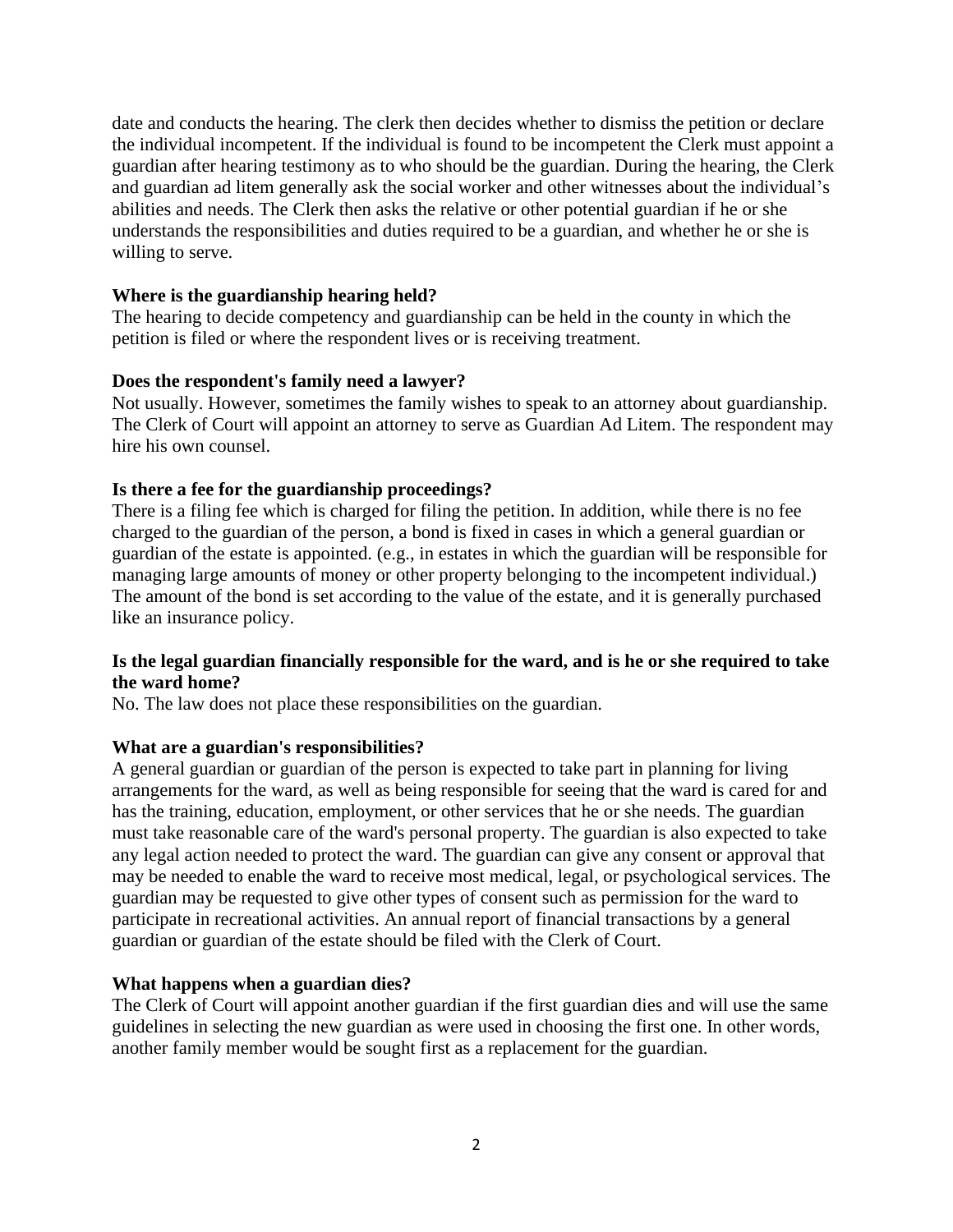date and conducts the hearing. The clerk then decides whether to dismiss the petition or declare the individual incompetent. If the individual is found to be incompetent the Clerk must appoint a guardian after hearing testimony as to who should be the guardian. During the hearing, the Clerk and guardian ad litem generally ask the social worker and other witnesses about the individual's abilities and needs. The Clerk then asks the relative or other potential guardian if he or she understands the responsibilities and duties required to be a guardian, and whether he or she is willing to serve.

**Where is the guardianship hearing held?**
The hearing to decide competency and guardianship can be held in the county in which the petition is filed or where the respondent lives or is receiving treatment.

**Does the respondent's family need a lawyer?**
Not usually. However, sometimes the family wishes to speak to an attorney about guardianship. The Clerk of Court will appoint an attorney to serve as Guardian Ad Litem. The respondent may hire his own counsel.

**Is there a fee for the guardianship proceedings?**
There is a filing fee which is charged for filing the petition. In addition, while there is no fee charged to the guardian of the person, a bond is fixed in cases in which a general guardian or guardian of the estate is appointed. (e.g., in estates in which the guardian will be responsible for managing large amounts of money or other property belonging to the incompetent individual.) The amount of the bond is set according to the value of the estate, and it is generally purchased like an insurance policy.

**Is the legal guardian financially responsible for the ward, and is he or she required to take the ward home?**
No. The law does not place these responsibilities on the guardian.

**What are a guardian's responsibilities?**
A general guardian or guardian of the person is expected to take part in planning for living arrangements for the ward, as well as being responsible for seeing that the ward is cared for and has the training, education, employment, or other services that he or she needs. The guardian must take reasonable care of the ward's personal property. The guardian is also expected to take any legal action needed to protect the ward. The guardian can give any consent or approval that may be needed to enable the ward to receive most medical, legal, or psychological services. The guardian may be requested to give other types of consent such as permission for the ward to participate in recreational activities. An annual report of financial transactions by a general guardian or guardian of the estate should be filed with the Clerk of Court.

**What happens when a guardian dies?**
The Clerk of Court will appoint another guardian if the first guardian dies and will use the same guidelines in selecting the new guardian as were used in choosing the first one. In other words, another family member would be sought first as a replacement for the guardian.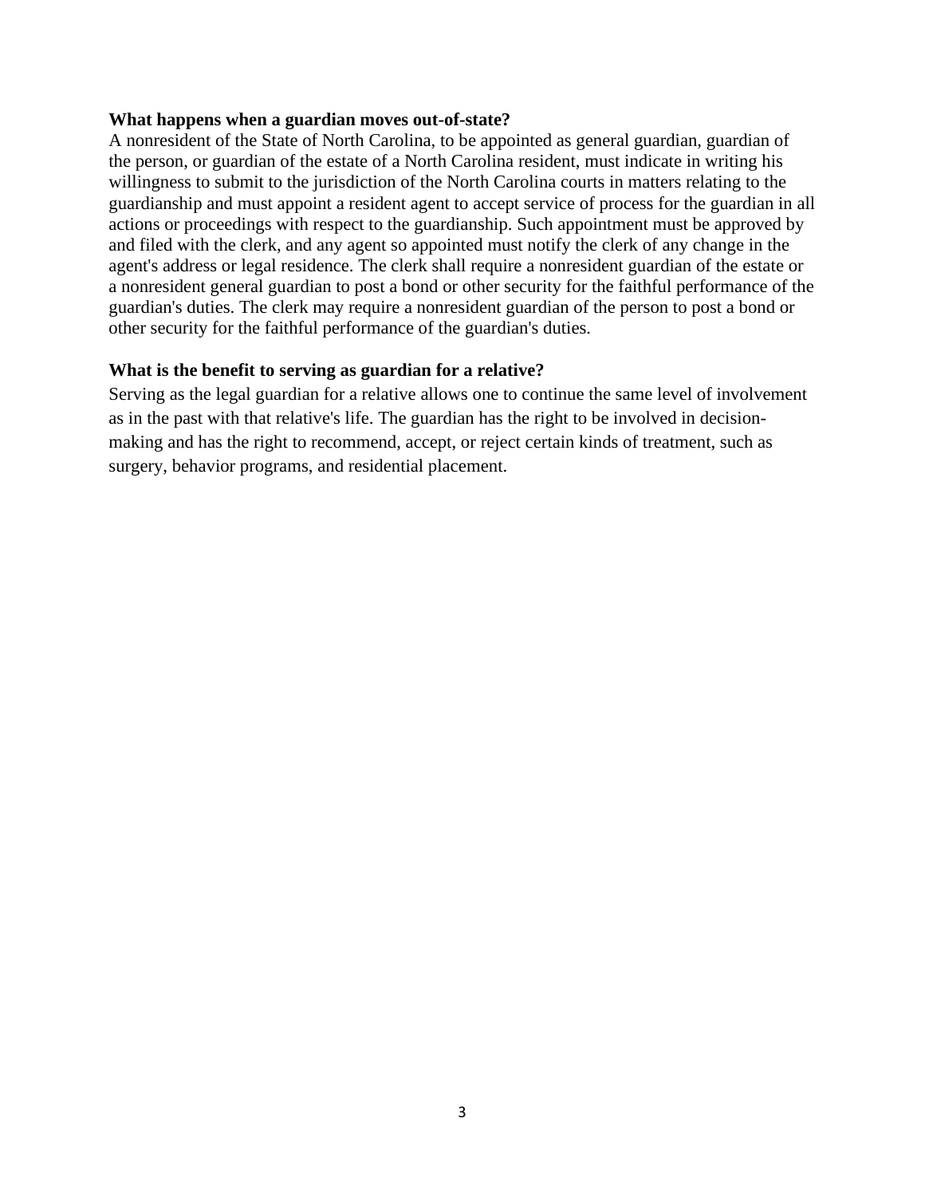**What happens when a guardian moves out-of-state?**

A nonresident of the State of North Carolina, to be appointed as general guardian, guardian of the person, or guardian of the estate of a North Carolina resident, must indicate in writing his willingness to submit to the jurisdiction of the North Carolina courts in matters relating to the guardianship and must appoint a resident agent to accept service of process for the guardian in all actions or proceedings with respect to the guardianship. Such appointment must be approved by and filed with the clerk, and any agent so appointed must notify the clerk of any change in the agent's address or legal residence. The clerk shall require a nonresident guardian of the estate or a nonresident general guardian to post a bond or other security for the faithful performance of the guardian's duties. The clerk may require a nonresident guardian of the person to post a bond or other security for the faithful performance of the guardian's duties.

**What is the benefit to serving as guardian for a relative?**

Serving as the legal guardian for a relative allows one to continue the same level of involvement as in the past with that relative's life. The guardian has the right to be involved in decision-making and has the right to recommend, accept, or reject certain kinds of treatment, such as surgery, behavior programs, and residential placement.